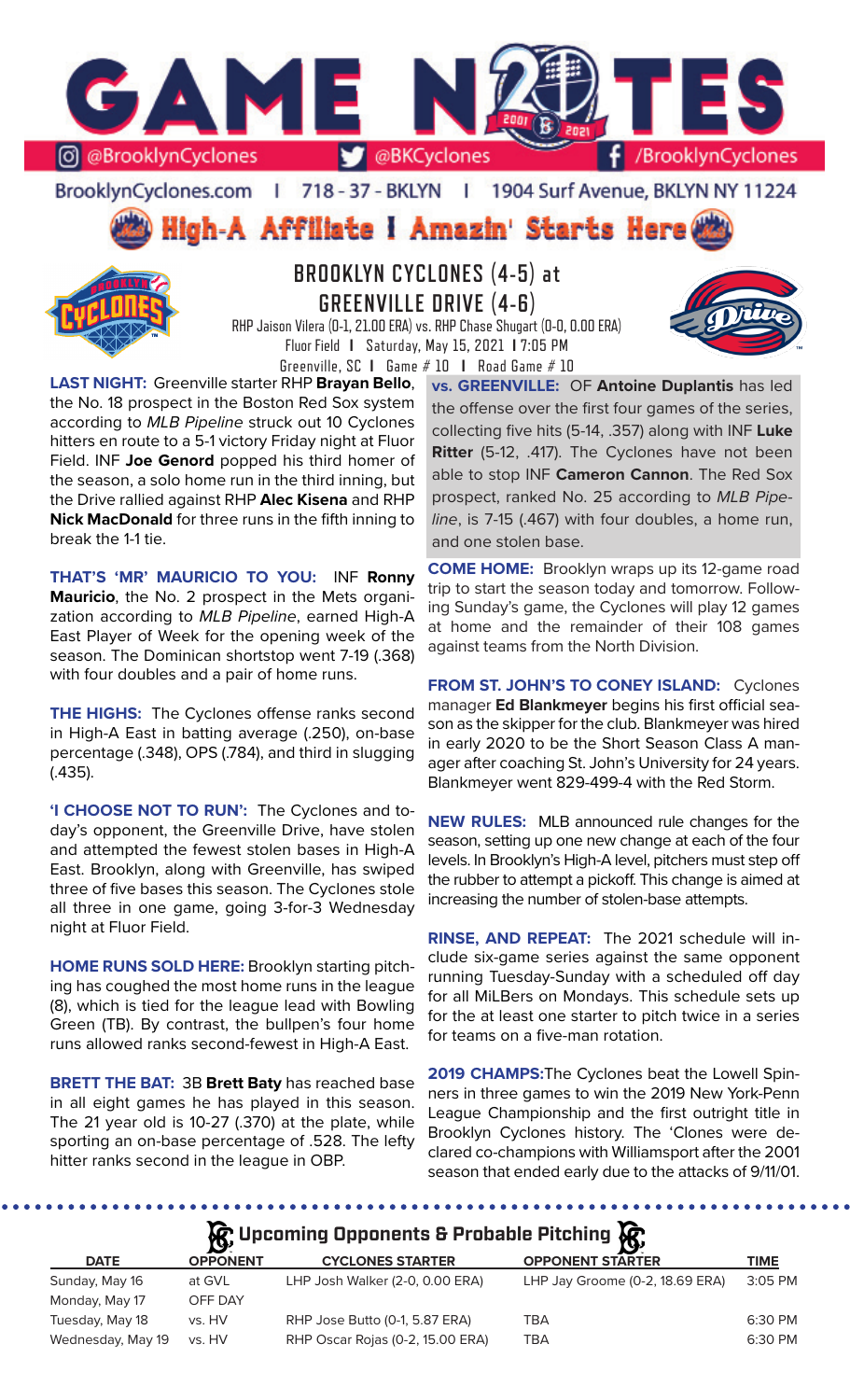# GAME NOTES

@BrooklynCyclones | @BKCyclones | /BrooklynCyclones

BrooklynCyclones.com | 718-37-BKLYN | 1904 Surf Avenue, BKLYN NY 11224

**High-A Affiliate | Amazin' Starts Here**

## BROOKLYN CYCLONES (4-5) at GREENVILLE DRIVE (4-6)

RHP Jaison Vilera (0-1, 21.00 ERA) vs. RHP Chase Shugart (0-0, 0.00 ERA)
Fluor Field | Saturday, May 15, 2021 | 7:05 PM
Greenville, SC | Game # 10 | Road Game # 10

**LAST NIGHT:** Greenville starter RHP **Brayan Bello**, the No. 18 prospect in the Boston Red Sox system according to *MLB Pipeline* struck out 10 Cyclones hitters en route to a 5-1 victory Friday night at Fluor Field. INF **Joe Genord** popped his third homer of the season, a solo home run in the third inning, but the Drive rallied against RHP **Alec Kisena** and RHP **Nick MacDonald** for three runs in the fifth inning to break the 1-1 tie.

**THAT'S 'MR' MAURICIO TO YOU:** INF **Ronny Mauricio**, the No. 2 prospect in the Mets organization according to *MLB Pipeline*, earned High-A East Player of Week for the opening week of the season. The Dominican shortstop went 7-19 (.368) with four doubles and a pair of home runs.

**THE HIGHS:** The Cyclones offense ranks second in High-A East in batting average (.250), on-base percentage (.348), OPS (.784), and third in slugging (.435).

**'I CHOOSE NOT TO RUN':** The Cyclones and today's opponent, the Greenville Drive, have stolen and attempted the fewest stolen bases in High-A East. Brooklyn, along with Greenville, has swiped three of five bases this season. The Cyclones stole all three in one game, going 3-for-3 Wednesday night at Fluor Field.

**HOME RUNS SOLD HERE:** Brooklyn starting pitching has coughed the most home runs in the league (8), which is tied for the league lead with Bowling Green (TB). By contrast, the bullpen's four home runs allowed ranks second-fewest in High-A East.

**BRETT THE BAT:** 3B **Brett Baty** has reached base in all eight games he has played in this season. The 21 year old is 10-27 (.370) at the plate, while sporting an on-base percentage of .528. The lefty hitter ranks second in the league in OBP.

**vs. GREENVILLE:** OF **Antoine Duplantis** has led the offense over the first four games of the series, collecting five hits (5-14, .357) along with INF **Luke Ritter** (5-12, .417). The Cyclones have not been able to stop INF **Cameron Cannon**. The Red Sox prospect, ranked No. 25 according to *MLB Pipeline*, is 7-15 (.467) with four doubles, a home run, and one stolen base.

**COME HOME:** Brooklyn wraps up its 12-game road trip to start the season today and tomorrow. Following Sunday's game, the Cyclones will play 12 games at home and the remainder of their 108 games against teams from the North Division.

**FROM ST. JOHN'S TO CONEY ISLAND:** Cyclones manager **Ed Blankmeyer** begins his first official season as the skipper for the club. Blankmeyer was hired in early 2020 to be the Short Season Class A manager after coaching St. John's University for 24 years. Blankmeyer went 829-499-4 with the Red Storm.

**NEW RULES:** MLB announced rule changes for the season, setting up one new change at each of the four levels. In Brooklyn's High-A level, pitchers must step off the rubber to attempt a pickoff. This change is aimed at increasing the number of stolen-base attempts.

**RINSE, AND REPEAT:** The 2021 schedule will include six-game series against the same opponent running Tuesday-Sunday with a scheduled off day for all MiLBers on Mondays. This schedule sets up for the at least one starter to pitch twice in a series for teams on a five-man rotation.

**2019 CHAMPS:** The Cyclones beat the Lowell Spinners in three games to win the 2019 New York-Penn League Championship and the first outright title in Brooklyn Cyclones history. The 'Clones were declared co-champions with Williamsport after the 2001 season that ended early due to the attacks of 9/11/01.

### Upcoming Opponents & Probable Pitching

| DATE | OPPONENT | CYCLONES STARTER | OPPONENT STARTER | TIME |
|---|---|---|---|---|
| Sunday, May 16 | at GVL | LHP Josh Walker (2-0, 0.00 ERA) | LHP Jay Groome (0-2, 18.69 ERA) | 3:05 PM |
| Monday, May 17 | OFF DAY | | | |
| Tuesday, May 18 | vs. HV | RHP Jose Butto (0-1, 5.87 ERA) | TBA | 6:30 PM |
| Wednesday, May 19 | vs. HV | RHP Oscar Rojas (0-2, 15.00 ERA) | TBA | 6:30 PM |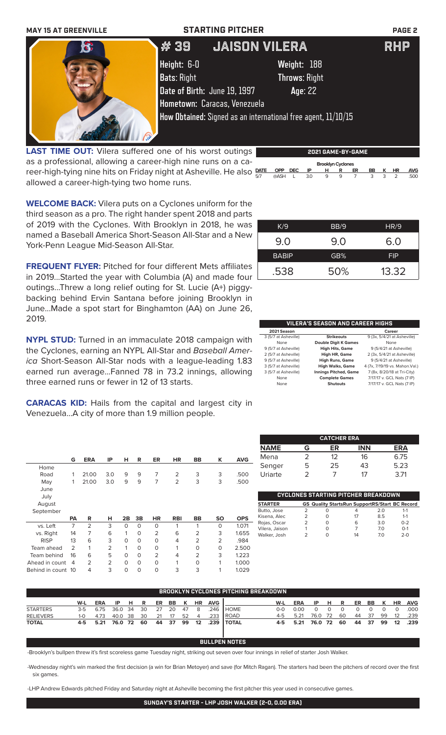MAY 15 AT GREENVILLE | STARTING PITCHER

# #39 JAISON VILERA RHP

**Height:** 6-0 **Weight:** 188
**Bats:** Right **Throws:** Right
**Date of Birth:** June 19, 1997 **Age:** 22
**Hometown:** Caracas, Venezuela
**How Obtained:** Signed as an international free agent, 11/10/15

**LAST TIME OUT:** Vilera suffered one of his worst outings as a professional, allowing a career-high nine runs on a career-high-tying nine hits on Friday night at Asheville. He also allowed a career-high-tying two home runs.

**WELCOME BACK:** Vilera puts on a Cyclones uniform for the third season as a pro. The right hander spent 2018 and parts of 2019 with the Cyclones. With Brooklyn in 2018, he was named a Baseball America Short-Season All-Star and a New York-Penn League Mid-Season All-Star.

**FREQUENT FLYER:** Pitched for four different Mets affiliates in 2019...Started the year with Columbia (A) and made four outings...Threw a long relief outing for St. Lucie (A+) piggy-backing behind Ervin Santana before joining Brooklyn in June...Made a spot start for Binghamton (AA) on June 26, 2019.

**NYPL STUD:** Turned in an immaculate 2018 campaign with the Cyclones, earning an NYPL All-Star and *Baseball America* Short-Season All-Star nods with a league-leading 1.83 earned run average...Fanned 78 in 73.2 innings, allowing three earned runs or fewer in 12 of 13 starts.

**CARACAS KID:** Hails from the capital and largest city in Venezuela...A city of more than 1.9 million people.

## 2021 GAME-BY-GAME

**Brooklyn Cyclones**

| DATE | OPP | DEC | IP | H | R | ER | BB | K | HR | AVG |
|---|---|---|---|---|---|---|---|---|---|---|
| 5/7 | @ASH | L | 3.0 | 9 | 9 | 7 | 3 | 3 | 2 | .500 |

| K/9 | BB/9 | HR/9 |
|---|---|---|
| 9.0 | 9.0 | 6.0 |
| **BABIP** | **GB%** | **FIP** |
| .538 | 50% | 13.32 |

## VILERA'S SEASON AND CAREER HIGHS

| 2021 Season | | Career |
|---|---|---|
| 3 (5/7 at Asheville) | Strikeouts | 9 (3x, 5/4/21 at Asheville) |
| None | Double Digit K Games | None |
| 9 (5/7 at Asheville) | High Hits, Game | 9 (5/4/21 at Asheville) |
| 2 (5/7 at Asheville) | High HR, Game | 2 (3x, 5/4/21 at Asheville) |
| 9 (5/7 at Asheville) | High Runs, Game | 9 (5/4/21 at Asheville) |
| 3 (5/7 at Asheville) | High Walks, Game | 4 (7x, 7/19/19 vs. Mahon.Val.) |
| 3 (5/7 at Asheville) | Innings Pitched, Game | 7 (8x, 8/20/18 at Tri-City) |
| None | Complete Games | 7/17/17 v. GCL Nats (7 IP) |
| None | Shutouts | 7/17/17 v. GCL Nats (7 IP) |

| | G | ERA | IP | H | R | ER | HR | BB | K | AVG |
|---|---|---|---|---|---|---|---|---|---|---|
| Home | | | | | | | | | | |
| Road | 1 | 21.00 | 3.0 | 9 | 9 | 7 | 2 | 3 | 3 | .500 |
| May | 1 | 21.00 | 3.0 | 9 | 9 | 7 | 2 | 3 | 3 | .500 |
| June | | | | | | | | | | |
| July | | | | | | | | | | |
| August | | | | | | | | | | |
| September | | | | | | | | | | |

| | PA | R | H | 2B | 3B | HR | RBI | BB | SO | OPS |
|---|---|---|---|---|---|---|---|---|---|---|
| vs. Left | 7 | 2 | 3 | 0 | 0 | 0 | 1 | 1 | 0 | 1.071 |
| vs. Right | 14 | 7 | 6 | 1 | 0 | 2 | 6 | 2 | 3 | 1.655 |
| RISP | 13 | 6 | 3 | 0 | 0 | 0 | 4 | 2 | 2 | .984 |
| Team ahead | 2 | 1 | 2 | 1 | 0 | 0 | 1 | 0 | 0 | 2.500 |
| Team behind | 16 | 6 | 5 | 0 | 0 | 2 | 4 | 2 | 3 | 1.223 |
| Ahead in count | 4 | 2 | 2 | 0 | 0 | 0 | 1 | 0 | 1 | 1.000 |
| Behind in count | 10 | 4 | 3 | 0 | 0 | 0 | 3 | 3 | 1 | 1.029 |

## CATCHER ERA

| NAME | G | ER | INN | ERA |
|---|---|---|---|---|
| Mena | 2 | 12 | 16 | 6.75 |
| Senger | 5 | 25 | 43 | 5.23 |
| Uriarte | 2 | 7 | 17 | 3.71 |

## CYCLONES STARTING PITCHER BREAKDOWN

| STARTER | GS | Quality Starts | Run Support | RS/Start | BC Record |
|---|---|---|---|---|---|
| Butto, Jose | 2 | 0 | 4 | 2.0 | 1-1 |
| Kisena, Alec | 2 | 0 | 17 | 8.5 | 1-1 |
| Rojas, Oscar | 2 | 0 | 6 | 3.0 | 0-2 |
| Vilera, Jaison | 1 | 0 | 7 | 7.0 | 0-1 |
| Walker, Josh | 2 | 0 | 14 | 7.0 | 2-0 |

## BROOKLYN CYCLONES PITCHING BREAKDOWN

| | W-L | ERA | IP | H | R | ER | BB | K | HR | AVG |
|---|---|---|---|---|---|---|---|---|---|---|
| STARTERS | 3-5 | 6.75 | 36.0 | 34 | 30 | 27 | 20 | 47 | 8 | .246 |
| RELIEVERS | 1-0 | 4.73 | 40.0 | 38 | 30 | 21 | 17 | 52 | 4 | .233 |
| TOTAL | 4-5 | 5.21 | 76.0 | 72 | 60 | 44 | 37 | 99 | 12 | .239 |

| | W-L | ERA | IP | H | R | ER | BB | K | HR | AVG |
|---|---|---|---|---|---|---|---|---|---|---|
| HOME | 0-0 | 0.00 | 0 | 0 | 0 | 0 | 0 | 0 | 0 | .000 |
| ROAD | 4-5 | 5.21 | 76.0 | 72 | 60 | 44 | 37 | 99 | 12 | .239 |
| TOTAL | 4-5 | 5.21 | 76.0 | 72 | 60 | 44 | 37 | 99 | 12 | .239 |

## BULLPEN NOTES

-Brooklyn's bullpen threw it's first scoreless game Tuesday night, striking out seven over four innings in relief of starter Josh Walker.

-Wednesday night's win marked the first decision (a win for Brian Metoyer) and save (for Mitch Ragan). The starters had been the pitchers of record over the first six games.

-LHP Andrew Edwards pitched Friday and Saturday night at Asheville becoming the first pitcher this year used in consecutive games.

## SUNDAY'S STARTER - LHP JOSH WALKER (2-0, 0.00 ERA)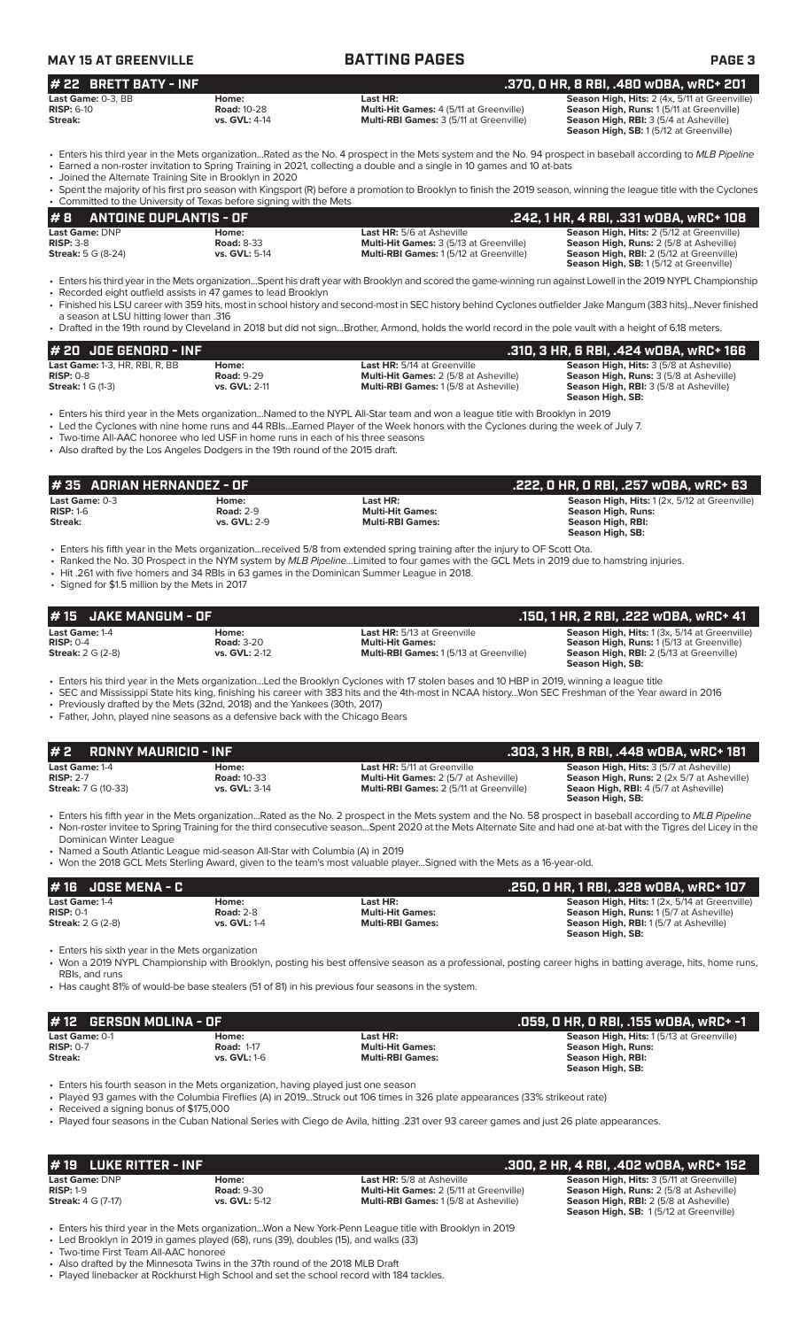## # 22 BRETT BATY - INF

**.370, 0 HR, 8 RBI, .480 wOBA, wRC+ 201**

| | | | |
|---|---|---|---|
| **Last Game:** 0-3, BB | **Home:** | **Last HR:** | **Season High, Hits:** 2 (4x, 5/11 at Greenville) |
| **RISP:** 6-10 | **Road:** 10-28 | **Multi-Hit Games:** 4 (5/11 at Greenville) | **Season High, Runs:** 1 (5/11 at Greenville) |
| **Streak:** | **vs. GVL:** 4-14 | **Multi-RBI Games:** 3 (5/11 at Greenville) | **Season High, RBI:** 3 (5/4 at Asheville) |
| | | | **Season High, SB:** 1 (5/12 at Greenville) |

- Enters his third year in the Mets organization...Rated as the No. 4 prospect in the Mets system and the No. 94 prospect in baseball according to *MLB Pipeline*
- Earned a non-roster invitation to Spring Training in 2021, collecting a double and a single in 10 games and 10 at-bats
- Joined the Alternate Training Site in Brooklyn in 2020
- Spent the majority of his first pro season with Kingsport (R) before a promotion to Brooklyn to finish the 2019 season, winning the league title with the Cyclones
- Committed to the University of Texas before signing with the Mets

## # 8 ANTOINE DUPLANTIS - OF

**.242, 1 HR, 4 RBI, .331 wOBA, wRC+ 108**

| | | | |
|---|---|---|---|
| **Last Game:** DNP | **Home:** | **Last HR:** 5/6 at Asheville | **Season High, Hits:** 2 (5/12 at Greenville) |
| **RISP:** 3-8 | **Road:** 8-33 | **Multi-Hit Games:** 3 (5/13 at Greenville) | **Season High, Runs:** 2 (5/8 at Asheville) |
| **Streak:** 5 G (8-24) | **vs. GVL:** 5-14 | **Multi-RBI Games:** 1 (5/12 at Greenville) | **Season High, RBI:** 2 (5/12 at Greenville) |
| | | | **Season High, SB:** 1 (5/12 at Greenville) |

- Enters his third year in the Mets organization...Spent his draft year with Brooklyn and scored the game-winning run against Lowell in the 2019 NYPL Championship
- Recorded eight outfield assists in 47 games to lead Brooklyn
- Finished his LSU career with 359 hits, most in school history and second-most in SEC history behind Cyclones outfielder Jake Mangum (383 hits)...Never finished a season at LSU hitting lower than .316
- Drafted in the 19th round by Cleveland in 2018 but did not sign...Brother, Armond, holds the world record in the pole vault with a height of 6.18 meters.

## # 20 JOE GENORD - INF

**.310, 3 HR, 6 RBI, .424 wOBA, wRC+ 166**

| | | | |
|---|---|---|---|
| **Last Game:** 1-3, HR, RBI, R, BB | **Home:** | **Last HR:** 5/14 at Greenville | **Season High, Hits:** 3 (5/8 at Asheville) |
| **RISP:** 0-8 | **Road:** 9-29 | **Multi-Hit Games:** 2 (5/8 at Asheville) | **Season High, Runs:** 3 (5/8 at Asheville) |
| **Streak:** 1 G (1-3) | **vs. GVL:** 2-11 | **Multi-RBI Games:** 1 (5/8 at Asheville) | **Season High, RBI:** 3 (5/8 at Asheville) |
| | | | **Season High, SB:** |

- Enters his third year in the Mets organization...Named to the NYPL All-Star team and won a league title with Brooklyn in 2019
- Led the Cyclones with nine home runs and 44 RBIs...Earned Player of the Week honors with the Cyclones during the week of July 7.
- Two-time All-AAC honoree who led USF in home runs in each of his three seasons
- Also drafted by the Los Angeles Dodgers in the 19th round of the 2015 draft.

## # 35 ADRIAN HERNANDEZ - OF

**.222, 0 HR, 0 RBI, .257 wOBA, wRC+ 63**

| | | | |
|---|---|---|---|
| **Last Game:** 0-3 | **Home:** | **Last HR:** | **Season High, Hits:** 1 (2x, 5/12 at Greenville) |
| **RISP:** 1-6 | **Road:** 2-9 | **Multi-Hit Games:** | **Season High, Runs:** |
| **Streak:** | **vs. GVL:** 2-9 | **Multi-RBI Games:** | **Season High, RBI:** |
| | | | **Season High, SB:** |

- Enters his fifth year in the Mets organization...received 5/8 from extended spring training after the injury to OF Scott Ota.
- Ranked the No. 30 Prospect in the NYM system by *MLB Pipeline*...Limited to four games with the GCL Mets in 2019 due to hamstring injuries.
- Hit .261 with five homers and 34 RBIs in 63 games in the Dominican Summer League in 2018.
- Signed for $1.5 million by the Mets in 2017

## # 15 JAKE MANGUM - OF

**.150, 1 HR, 2 RBI, .222 wOBA, wRC+ 41**

| | | | |
|---|---|---|---|
| **Last Game:** 1-4 | **Home:** | **Last HR:** 5/13 at Greenville | **Season High, Hits:** 1 (3x, 5/14 at Greenville) |
| **RISP:** 0-4 | **Road:** 3-20 | **Multi-Hit Games:** | **Season High, Runs:** 1 (5/13 at Greenville) |
| **Streak:** 2 G (2-8) | **vs. GVL:** 2-12 | **Multi-RBI Games:** 1 (5/13 at Greenville) | **Season High, RBI:** 2 (5/13 at Greenville) |
| | | | **Season High, SB:** |

- Enters his third year in the Mets organization...Led the Brooklyn Cyclones with 17 stolen bases and 10 HBP in 2019, winning a league title
- SEC and Mississippi State hits king, finishing his career with 383 hits and the 4th-most in NCAA history...Won SEC Freshman of the Year award in 2016
- Previously drafted by the Mets (32nd, 2018) and the Yankees (30th, 2017)
- Father, John, played nine seasons as a defensive back with the Chicago Bears

## # 2 RONNY MAURICIO - INF

**.303, 3 HR, 8 RBI, .448 wOBA, wRC+ 181**

| | | | |
|---|---|---|---|
| **Last Game:** 1-4 | **Home:** | **Last HR:** 5/11 at Greenville | **Season High, Hits:** 3 (5/7 at Asheville) |
| **RISP:** 2-7 | **Road:** 10-33 | **Multi-Hit Games:** 2 (5/7 at Asheville) | **Season High, Runs:** 2 (2x 5/7 at Asheville) |
| **Streak:** 7 G (10-33) | **vs. GVL:** 3-14 | **Multi-RBI Games:** 2 (5/11 at Greenville) | **Seaon High, RBI:** 4 (5/7 at Asheville) |
| | | | **Season High, SB:** |

- Enters his fifth year in the Mets organization...Rated as the No. 2 prospect in the Mets system and the No. 58 prospect in baseball according to *MLB Pipeline*
- Non-roster invitee to Spring Training for the third consecutive season...Spent 2020 at the Mets Alternate Site and had one at-bat with the Tigres del Licey in the Dominican Winter League
- Named a South Atlantic League mid-season All-Star with Columbia (A) in 2019
- Won the 2018 GCL Mets Sterling Award, given to the team's most valuable player...Signed with the Mets as a 16-year-old.

## # 16 JOSE MENA - C

**.250, 0 HR, 1 RBI, .328 wOBA, wRC+ 107**

| | | | |
|---|---|---|---|
| **Last Game:** 1-4 | **Home:** | **Last HR:** | **Season High, Hits:** 1 (2x, 5/14 at Greenville) |
| **RISP:** 0-1 | **Road:** 2-8 | **Multi-Hit Games:** | **Season High, Runs:** 1 (5/7 at Asheville) |
| **Streak:** 2 G (2-8) | **vs. GVL:** 1-4 | **Multi-RBI Games:** | **Season High, RBI:** 1 (5/7 at Asheville) |
| | | | **Season High, SB:** |

- Enters his sixth year in the Mets organization
- Won a 2019 NYPL Championship with Brooklyn, posting his best offensive season as a professional, posting career highs in batting average, hits, home runs, RBIs, and runs
- Has caught 81% of would-be base stealers (51 of 81) in his previous four seasons in the system.

## # 12 GERSON MOLINA - OF

**.059, 0 HR, 0 RBI, .155 wOBA, wRC+ -1**

| | | | |
|---|---|---|---|
| **Last Game:** 0-1 | **Home:** | **Last HR:** | **Season High, Hits:** 1 (5/13 at Greenville) |
| **RISP:** 0-7 | **Road:** 1-17 | **Multi-Hit Games:** | **Season High, Runs:** |
| **Streak:** | **vs. GVL:** 1-6 | **Multi-RBI Games:** | **Season High, RBI:** |
| | | | **Season High, SB:** |

- Enters his fourth season in the Mets organization, having played just one season
- Played 93 games with the Columbia Fireflies (A) in 2019...Struck out 106 times in 326 plate appearances (33% strikeout rate)
- Received a signing bonus of $175,000
- Played four seasons in the Cuban National Series with Ciego de Avila, hitting .231 over 93 career games and just 26 plate appearances.

## # 19 LUKE RITTER - INF

**.300, 2 HR, 4 RBI, .402 wOBA, wRC+ 152**

| | | | |
|---|---|---|---|
| **Last Game:** DNP | **Home:** | **Last HR:** 5/8 at Asheville | **Season High, Hits:** 3 (5/11 at Greenville) |
| **RISP:** 1-9 | **Road:** 9-30 | **Multi-Hit Games:** 2 (5/11 at Greenville) | **Season High, Runs:** 2 (5/8 at Asheville) |
| **Streak:** 4 G (7-17) | **vs. GVL:** 5-12 | **Multi-RBI Games:** 1 (5/8 at Asheville) | **Season High, RBI:** 2 (5/8 at Asheville) |
| | | | **Season High, SB:** 1 (5/12 at Greenville) |

- Enters his third year in the Mets organization...Won a New York-Penn League title with Brooklyn in 2019
- Led Brooklyn in 2019 in games played (68), runs (39), doubles (15), and walks (33)
- Two-time First Team All-AAC honoree
- Also drafted by the Minnesota Twins in the 37th round of the 2018 MLB Draft
- Played linebacker at Rockhurst High School and set the school record with 184 tackles.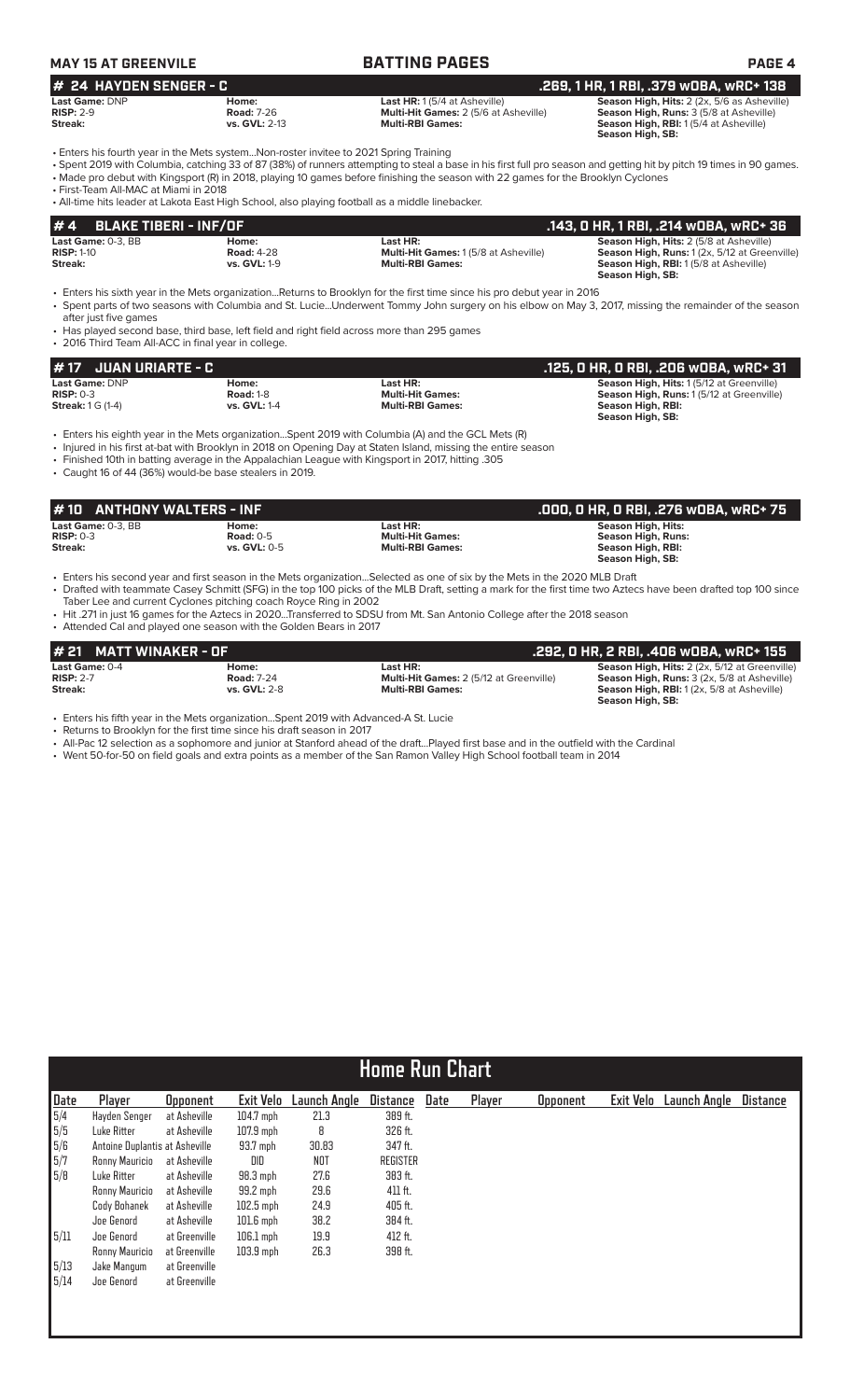**MAY 15 AT GREENVILLE** | **BATTING PAGES**

## # 24 HAYDEN SENGER - C
**.269, 1 HR, 1 RBI, .379 wOBA, wRC+ 138**

| | | | |
|---|---|---|---|
| **Last Game:** DNP | **Home:** | **Last HR:** 1 (5/4 at Asheville) | **Season High, Hits:** 2 (2x, 5/6 as Asheville) |
| **RISP:** 2-9 | **Road:** 7-26 | **Multi-Hit Games:** 2 (5/6 at Asheville) | **Season High, Runs:** 3 (5/8 at Asheville) |
| **Streak:** | **vs. GVL:** 2-13 | **Multi-RBI Games:** | **Season High, RBI:** 1 (5/4 at Asheville) |
| | | | **Season High, SB:** |

- Enters his fourth year in the Mets system...Non-roster invitee to 2021 Spring Training
- Spent 2019 with Columbia, catching 33 of 87 (38%) of runners attempting to steal a base in his first full pro season and getting hit by pitch 19 times in 90 games.
- Made pro debut with Kingsport (R) in 2018, playing 10 games before finishing the season with 22 games for the Brooklyn Cyclones
- First-Team All-MAC at Miami in 2018
- All-time hits leader at Lakota East High School, also playing football as a middle linebacker.

## # 4 BLAKE TIBERI - INF/OF
**.143, 0 HR, 1 RBI, .214 wOBA, wRC+ 36**

| | | | |
|---|---|---|---|
| **Last Game:** 0-3, BB | **Home:** | **Last HR:** | **Season High, Hits:** 2 (5/8 at Asheville) |
| **RISP:** 1-10 | **Road:** 4-28 | **Multi-Hit Games:** 1 (5/8 at Asheville) | **Season High, Runs:** 1 (2x, 5/12 at Greenville) |
| **Streak:** | **vs. GVL:** 1-9 | **Multi-RBI Games:** | **Season High, RBI:** 1 (5/8 at Asheville) |
| | | | **Season High, SB:** |

- Enters his sixth year in the Mets organization...Returns to Brooklyn for the first time since his pro debut year in 2016
- Spent parts of two seasons with Columbia and St. Lucie...Underwent Tommy John surgery on his elbow on May 3, 2017, missing the remainder of the season after just five games
- Has played second base, third base, left field and right field across more than 295 games
- 2016 Third Team All-ACC in final year in college.

## # 17 JUAN URIARTE - C
**.125, 0 HR, 0 RBI, .206 wOBA, wRC+ 31**

| | | | |
|---|---|---|---|
| **Last Game:** DNP | **Home:** | **Last HR:** | **Season High, Hits:** 1 (5/12 at Greenville) |
| **RISP:** 0-3 | **Road:** 1-8 | **Multi-Hit Games:** | **Season High, Runs:** 1 (5/12 at Greenville) |
| **Streak:** 1 G (1-4) | **vs. GVL:** 1-4 | **Multi-RBI Games:** | **Season High, RBI:** |
| | | | **Season High, SB:** |

- Enters his eighth year in the Mets organization...Spent 2019 with Columbia (A) and the GCL Mets (R)
- Injured in his first at-bat with Brooklyn in 2018 on Opening Day at Staten Island, missing the entire season
- Finished 10th in batting average in the Appalachian League with Kingsport in 2017, hitting .305
- Caught 16 of 44 (36%) would-be base stealers in 2019.

## # 10 ANTHONY WALTERS - INF
**.000, 0 HR, 0 RBI, .276 wOBA, wRC+ 75**

| | | | |
|---|---|---|---|
| **Last Game:** 0-3, BB | **Home:** | **Last HR:** | **Season High, Hits:** |
| **RISP:** 0-3 | **Road:** 0-5 | **Multi-Hit Games:** | **Season High, Runs:** |
| **Streak:** | **vs. GVL:** 0-5 | **Multi-RBI Games:** | **Season High, RBI:** |
| | | | **Season High, SB:** |

- Enters his second year and first season in the Mets organization...Selected as one of six by the Mets in the 2020 MLB Draft
- Drafted with teammate Casey Schmitt (SFG) in the top 100 picks of the MLB Draft, setting a mark for the first time two Aztecs have been drafted top 100 since Taber Lee and current Cyclones pitching coach Royce Ring in 2002
- Hit .271 in just 16 games for the Aztecs in 2020...Transferred to SDSU from Mt. San Antonio College after the 2018 season
- Attended Cal and played one season with the Golden Bears in 2017

## # 21 MATT WINAKER - OF
**.292, 0 HR, 2 RBI, .406 wOBA, wRC+ 155**

| | | | |
|---|---|---|---|
| **Last Game:** 0-4 | **Home:** | **Last HR:** | **Season High, Hits:** 2 (2x, 5/12 at Greenville) |
| **RISP:** 2-7 | **Road:** 7-24 | **Multi-Hit Games:** 2 (5/12 at Greenville) | **Season High, Runs:** 3 (2x, 5/8 at Asheville) |
| **Streak:** | **vs. GVL:** 2-8 | **Multi-RBI Games:** | **Season High, RBI:** 1 (2x, 5/8 at Asheville) |
| | | | **Season High, SB:** |

- Enters his fifth year in the Mets organization...Spent 2019 with Advanced-A St. Lucie
- Returns to Brooklyn for the first time since his draft season in 2017
- All-Pac 12 selection as a sophomore and junior at Stanford ahead of the draft...Played first base and in the outfield with the Cardinal
- Went 50-for-50 on field goals and extra points as a member of the San Ramon Valley High School football team in 2014

## Home Run Chart

| Date | Player | Opponent | Exit Velo | Launch Angle | Distance | Date | Player | Opponent | Exit Velo | Launch Angle | Distance |
|---|---|---|---|---|---|---|---|---|---|---|---|
| 5/4 | Hayden Senger | at Asheville | 104.7 mph | 21.3 | 389 ft. | | | | | | |
| 5/5 | Luke Ritter | at Asheville | 107.9 mph | 8 | 326 ft. | | | | | | |
| 5/6 | Antoine Duplantis | at Asheville | 93.7 mph | 30.83 | 347 ft. | | | | | | |
| 5/7 | Ronny Mauricio | at Asheville | DID | NOT | REGISTER | | | | | | |
| 5/8 | Luke Ritter | at Asheville | 98.3 mph | 27.6 | 383 ft. | | | | | | |
| | Ronny Mauricio | at Asheville | 99.2 mph | 29.6 | 411 ft. | | | | | | |
| | Cody Bohanek | at Asheville | 102.5 mph | 24.9 | 405 ft. | | | | | | |
| | Joe Genord | at Asheville | 101.6 mph | 38.2 | 384 ft. | | | | | | |
| 5/11 | Joe Genord | at Greenville | 106.1 mph | 19.9 | 412 ft. | | | | | | |
| | Ronny Mauricio | at Greenville | 103.9 mph | 26.3 | 398 ft. | | | | | | |
| 5/13 | Jake Mangum | at Greenville | | | | | | | | | |
| 5/14 | Joe Genord | at Greenville | | | | | | | | | |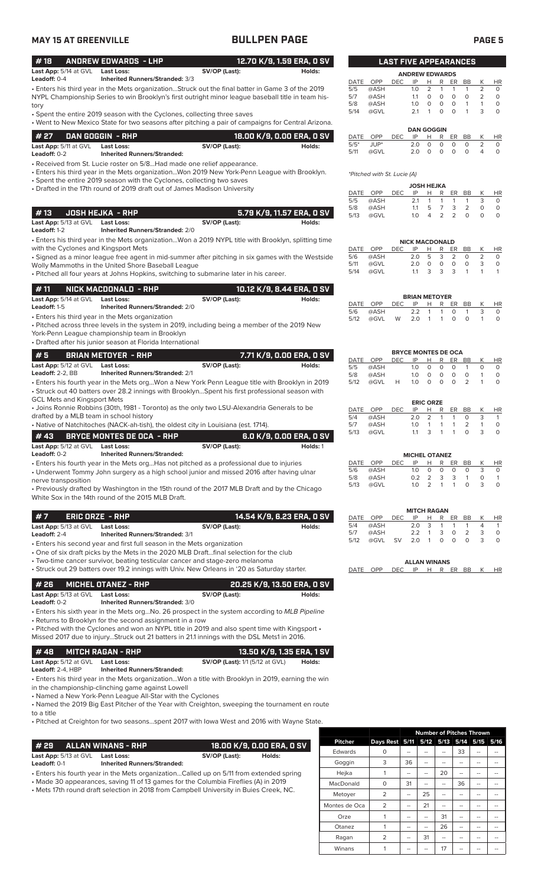## BULLPEN PAGE

### #18 ANDREW EDWARDS - LHP — 12.70 K/9, 1.59 ERA, 0 SV

**Last App:** 5/14 at GVL **Last Loss:** **SV/OP (Last):** **Holds:**
**Leadoff:** 0-4 **Inherited Runners/Stranded:** 3/3

- Enters his third year in the Mets organization...Struck out the final batter in Game 3 of the 2019 NYPL Championship Series to win Brooklyn's first outright minor league baseball title in team history
- Spent the entire 2019 season with the Cyclones, collecting three saves
- Went to New Mexico State for two seasons after pitching a pair of campaigns for Central Arizona.

### #27 DAN GOGGIN - RHP — 18.00 K/9, 0.00 ERA, 0 SV

**Last App:** 5/11 at GVL **Last Loss:** **SV/OP (Last):** **Holds:**
**Leadoff:** 0-2 **Inherited Runners/Stranded:**

- Received from St. Lucie roster on 5/8...Had made one relief appearance.
- Enters his third year in the Mets organization...Won 2019 New York-Penn League with Brooklyn.
- Spent the entire 2019 season with the Cyclones, collecting two saves
- Drafted in the 17th round of 2019 draft out of James Madison University

### #13 JOSH HEJKA - RHP — 5.79 K/9, 11.57 ERA, 0 SV

**Last App:** 5/13 at GVL **Last Loss:** **SV/OP (Last):** **Holds:**
**Leadoff:** 1-2 **Inherited Runners/Stranded:** 2/0

- Enters his third year in the Mets organization...Won a 2019 NYPL title with Brooklyn, splitting time with the Cyclones and Kingsport Mets
- Signed as a minor league free agent in mid-summer after pitching in six games with the Westside Wolly Mammoths in the United Shore Baseball League
- Pitched all four years at Johns Hopkins, switching to submarine later in his career.

### #11 NICK MACDONALD - RHP — 10.12 K/9, 8.44 ERA, 0 SV

**Last App:** 5/14 at GVL **Last Loss:** **SV/OP (Last):** **Holds:**
**Leadoff:** 1-5 **Inherited Runners/Stranded:** 2/0

- Enters his third year in the Mets organization
- Pitched across three levels in the system in 2019, including being a member of the 2019 New York-Penn League championship team in Brooklyn
- Drafted after his junior season at Florida International

### #5 BRIAN METOYER - RHP — 7.71 K/9, 0.00 ERA, 0 SV

**Last App:** 5/12 at GVL **Last Loss:** **SV/OP (Last):** **Holds:**
**Leadoff:** 2-2, BB **Inherited Runners/Stranded:** 2/1

- Enters his fourth year in the Mets org...Won a New York Penn League title with Brooklyn in 2019
- Struck out 40 batters over 28.2 innings with Brooklyn...Spent his first professional season with GCL Mets and Kingsport Mets
- Joins Ronnie Robbins (30th, 1981 - Toronto) as the only two LSU-Alexandria Generals to be drafted by a MLB team in school history
- Native of Natchitoches (NACK-ah-tish), the oldest city in Louisiana (est. 1714).

### #43 BRYCE MONTES DE OCA - RHP — 6.0 K/9, 0.00 ERA, 0 SV

**Last App:** 5/12 at GVL **Last Loss:** **SV/OP (Last):** **Holds:** 1
**Leadoff:** 0-2 **Inherited Runners/Stranded:**

- Enters his fourth year in the Mets org...Has not pitched as a professional due to injuries
- Underwent Tommy John surgery as a high school junior and missed 2016 after having ulnar nerve transposition
- Previously drafted by Washington in the 15th round of the 2017 MLB Draft and by the Chicago White Sox in the 14th round of the 2015 MLB Draft.

### #7 ERIC ORZE - RHP — 14.54 K/9, 6.23 ERA, 0 SV

**Last App:** 5/13 at GVL **Last Loss:** **SV/OP (Last):** **Holds:**
**Leadoff:** 2-4 **Inherited Runners/Stranded:** 3/1

- Enters his second year and first full season in the Mets organization
- One of six draft picks by the Mets in the 2020 MLB Draft...final selection for the club
- Two-time cancer survivor, beating testicular cancer and stage-zero melanoma
- Struck out 29 batters over 19.2 innings with Univ. New Orleans in '20 as Saturday starter.

### #26 MICHEL OTANEZ - RHP — 20.25 K/9, 13.50 ERA, 0 SV

**Last App:** 5/13 at GVL **Last Loss:** **SV/OP (Last):** **Holds:**
**Leadoff:** 0-2 **Inherited Runners/Stranded:** 3/0

- Enters his sixth year in the Mets org...No. 26 prospect in the system according to *MLB Pipeline*
- Returns to Brooklyn for the second assignment in a row
- Pitched with the Cyclones and won an NYPL title in 2019 and also spent time with Kingsport • Missed 2017 due to injury...Struck out 21 batters in 21.1 innings with the DSL Mets1 in 2016.

### #48 MITCH RAGAN - RHP — 13.50 K/9, 1.35 ERA, 1 SV

**Last App:** 5/12 at GVL **Last Loss:** **SV/OP (Last):** 1/1 (5/12 at GVL) **Holds:**
**Leadoff:** 2-4, HBP **Inherited Runners/Stranded:**

- Enters his third year in the Mets organization...Won a title with Brooklyn in 2019, earning the win in the championship-clinching game against Lowell
- Named a New York-Penn League All-Star with the Cyclones
- Named the 2019 Big East Pitcher of the Year with Creighton, sweeping the tournament en route to a title
- Pitched at Creighton for two seasons...spent 2017 with Iowa West and 2016 with Wayne State.

### #29 ALLAN WINANS - RHP — 18.00 K/9, 0.00 ERA, 0 SV

**Last App:** 5/13 at GVL **Last Loss:** **SV/OP (Last):** **Holds:**
**Leadoff:** 0-1 **Inherited Runners/Stranded:**

- Enters his fourth year in the Mets organization...Called up on 5/11 from extended spring
- Made 30 appearances, saving 11 of 13 games for the Columbia Fireflies (A) in 2019
- Mets 17th round draft selection in 2018 from Campbell University in Buies Creek, NC.

## LAST FIVE APPEARANCES

**ANDREW EDWARDS**

| DATE | OPP | DEC | IP | H | R | ER | BB | K | HR |
|---|---|---|---|---|---|---|---|---|---|
| 5/5 | @ASH | | 1.0 | 2 | 1 | 1 | 1 | 2 | 0 |
| 5/7 | @ASH | | 1.1 | 0 | 0 | 0 | 0 | 2 | 0 |
| 5/8 | @ASH | | 1.0 | 0 | 0 | 0 | 1 | 1 | 0 |
| 5/14 | @GVL | | 2.1 | 1 | 0 | 0 | 1 | 3 | 0 |

**DAN GOGGIN**

| DATE | OPP | DEC | IP | H | R | ER | BB | K | HR |
|---|---|---|---|---|---|---|---|---|---|
| 5/5* | JUP* | | 2.0 | 0 | 0 | 0 | 0 | 2 | 0 |
| 5/11 | @GVL | | 2.0 | 0 | 0 | 0 | 0 | 4 | 0 |

*Pitched with St. Lucie (A)*

**JOSH HEJKA**

| DATE | OPP | DEC | IP | H | R | ER | BB | K | HR |
|---|---|---|---|---|---|---|---|---|---|
| 5/5 | @ASH | | 2.1 | 1 | 1 | 1 | 1 | 3 | 0 |
| 5/8 | @ASH | | 1.1 | 5 | 7 | 3 | 2 | 0 | 0 |
| 5/13 | @GVL | | 1.0 | 4 | 2 | 2 | 0 | 0 | 0 |

**NICK MACDONALD**

| DATE | OPP | DEC | IP | H | R | ER | BB | K | HR |
|---|---|---|---|---|---|---|---|---|---|
| 5/6 | @ASH | | 2.0 | 5 | 3 | 2 | 0 | 2 | 0 |
| 5/11 | @GVL | | 2.0 | 0 | 0 | 0 | 0 | 3 | 0 |
| 5/14 | @GVL | | 1.1 | 3 | 3 | 3 | 1 | 1 | 1 |

**BRIAN METOYER**

| DATE | OPP | DEC | IP | H | R | ER | BB | K | HR |
|---|---|---|---|---|---|---|---|---|---|
| 5/6 | @ASH | | 2.2 | 1 | 1 | 0 | 1 | 3 | 0 |
| 5/12 | @GVL | W | 2.0 | 1 | 1 | 0 | 0 | 1 | 0 |

**BRYCE MONTES DE OCA**

| DATE | OPP | DEC | IP | H | R | ER | BB | K | HR |
|---|---|---|---|---|---|---|---|---|---|
| 5/5 | @ASH | | 1.0 | 0 | 0 | 0 | 1 | 0 | 0 |
| 5/8 | @ASH | | 1.0 | 0 | 0 | 0 | 0 | 1 | 0 |
| 5/12 | @GVL | H | 1.0 | 0 | 0 | 0 | 2 | 1 | 0 |

**ERIC ORZE**

| DATE | OPP | DEC | IP | H | R | ER | BB | K | HR |
|---|---|---|---|---|---|---|---|---|---|
| 5/4 | @ASH | | 2.0 | 2 | 1 | 1 | 0 | 3 | 1 |
| 5/7 | @ASH | | 1.0 | 1 | 1 | 1 | 2 | 1 | 0 |
| 5/13 | @GVL | | 1.1 | 3 | 1 | 1 | 0 | 3 | 0 |

**MICHEL OTANEZ**

| DATE | OPP | DEC | IP | H | R | ER | BB | K | HR |
|---|---|---|---|---|---|---|---|---|---|
| 5/6 | @ASH | | 1.0 | 0 | 0 | 0 | 0 | 3 | 0 |
| 5/8 | @ASH | | 0.2 | 2 | 3 | 3 | 1 | 0 | 1 |
| 5/13 | @GVL | | 1.0 | 2 | 1 | 1 | 0 | 3 | 0 |

**MITCH RAGAN**

| DATE | OPP | DEC | IP | H | R | ER | BB | K | HR |
|---|---|---|---|---|---|---|---|---|---|
| 5/4 | @ASH | | 2.0 | 3 | 1 | 1 | 1 | 4 | 1 |
| 5/7 | @ASH | | 2.2 | 1 | 3 | 0 | 2 | 3 | 0 |
| 5/12 | @GVL | SV | 2.0 | 1 | 0 | 0 | 0 | 3 | 0 |

**ALLAN WINANS**

| DATE | OPP | DEC | IP | H | R | ER | BB | K | HR |
|---|---|---|---|---|---|---|---|---|---|

## Number of Pitches Thrown

| Pitcher | Days Rest | 5/11 | 5/12 | 5/13 | 5/14 | 5/15 | 5/16 |
|---|---|---|---|---|---|---|---|
| Edwards | 0 | -- | -- | -- | 33 | -- | -- |
| Goggin | 3 | 36 | -- | -- | -- | -- | -- |
| Hejka | 1 | -- | -- | 20 | -- | -- | -- |
| MacDonald | 0 | 31 | -- | -- | 36 | -- | -- |
| Metoyer | 2 | -- | 25 | -- | -- | -- | -- |
| Montes de Oca | 2 | -- | 21 | -- | -- | -- | -- |
| Orze | 1 | -- | -- | 31 | -- | -- | -- |
| Otanez | 1 | -- | -- | 26 | -- | -- | -- |
| Ragan | 2 | -- | 31 | -- | -- | -- | -- |
| Winans | 1 | -- | -- | 17 | -- | -- | -- |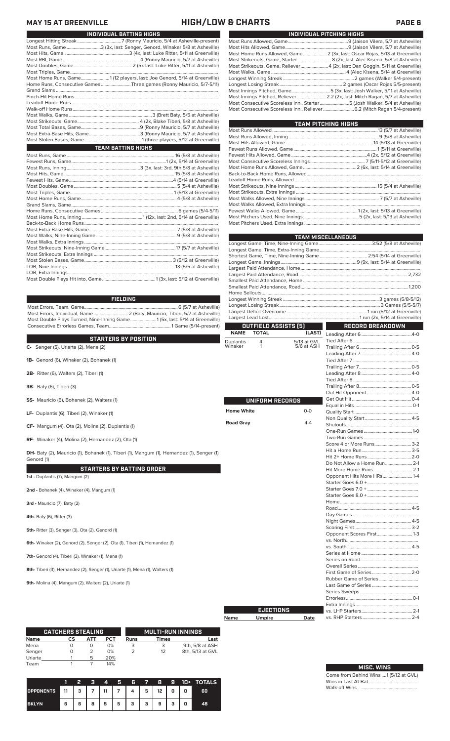# MAY 15 AT GREENVILLE — HIGH/LOW & CHARTS

## INDIVIDUAL BATTING HIGHS

| | |
|---|---|
| Longest Hitting Streak | 7 (Ronny Mauricio, 5/4 at Asheville-present) |
| Most Runs, Game | 3 (3x, last: Senger, Genord, Winaker 5/8 at Asheville) |
| Most Hits, Game. | 3 (4x, last: Luke Ritter, 5/11 at Greenville) |
| Most RBI, Game | 4 (Ronny Mauricio, 5/7 at Asheville) |
| Most Doubles, Game | 2 (5x last: Luke Ritter, 5/11 at Greenville) |
| Most Triples, Game | |
| Most Home Runs, Game | 1 (12 players, last: Joe Genord, 5/14 at Greenville) |
| Home Runs, Consecutive Games | Three games (Ronny Mauricio, 5/7-5/11) |
| Grand Slams | |
| Pinch-Hit Home Runs | |
| Leadoff Home Runs | |
| Walk-off Home Runs | |
| Most Walks, Game | 3 (Brett Baty, 5/5 at Asheville) |
| Most Strikeouts, Game | 4 (2x, Blake Tiberi, 5/8 at Asheville) |
| Most Total Bases, Game | 9 (Ronny Mauricio, 5/7 at Asheville) |
| Most Extra-Base Hits, Game | 3 (Ronny Mauricio, 5/7 at Asheville) |
| Most Stolen Bases, Game | 1 (three players, 5/12 at Greenville) |

## TEAM BATTING HIGHS

| | |
|---|---|
| Most Runs, Game | 16 (5/8 at Asheville) |
| Fewest Runs, Game | 1 (2x, 5/14 at Greenville) |
| Most Runs, Inning | 3 (3x, last: 3rd, 9th 5/8 at Asheville) |
| Most Hits, Game | 15 (5/8 at Asheville) |
| Fewest Hits, Game | 4 (5/14 at Greenville) |
| Most Doubles, Game | 5 (5/4 at Asheville) |
| Most Triples, Game | 1 (5/13 at Greenville) |
| Most Home Runs, Game | 4 (5/8 at Asheville) |
| Grand Slams, Game | |
| Home Runs, Consecutive Games | 6 games (5/4-5/11) |
| Most Home Runs, Inning | 1 (12x, last: 2nd, 5/14 at Greenville) |
| Back-to-Back Home Runs | |
| Most Extra-Base Hits, Game | 7 (5/8 at Asheville) |
| Most Walks, Nine-Inning Game | 9 (5/8 at Asheville) |
| Most Walks, Extra Innings | |
| Most Strikeouts, Nine-Inning Game | 17 (5/7 at Asheville) |
| Most Strikeouts, Extra Innings | |
| Most Stolen Bases, Game | 3 (5/12 at Greenville) |
| LOB, Nine Innings | 13 (5/5 at Asheville) |
| LOB, Extra Innings | |
| Most Double Plays Hit into, Game | 1 (3x, last: 5/12 at Greenville) |

## FIELDING

| | |
|---|---|
| Most Errors, Team, Game | 6 (5/7 at Asheville) |
| Most Errors, Individual, Game | 2 (Baty, Mauricio, Tiberi, 5/7 at Asheville) |
| Most Double Plays Turned, Nine-Inning Game | 1 (5x, last: 5/14 at Greenville) |
| Consecutive Errorless Games, Team | 1 Game (5/14-present) |

## STARTERS BY POSITION

**C-** Senger (5), Uriarte (2), Mena (2)

**1B-** Genord (6), Winaker (2), Bohanek (1)

**2B-** Ritter (6), Walters (2), Tiberi (1)

**3B-** Baty (6), Tiberi (3)

**SS-** Mauricio (6), Bohanek (2), Walters (1)

**LF-** Duplantis (6), Tiberi (2), Winaker (1)

**CF-** Mangum (4), Ota (2), Molina (2), Duplantis (1)

**RF-** Winaker (4), Molina (2), Hernandez (2), Ota (1)

**DH-** Baty (2), Mauricio (1), Bohanek (1), Tiberi (1), Mangum (1), Hernandez (1), Senger (1) Genord (1)

## STARTERS BY BATTING ORDER

**1st -** Duplantis (7), Mangum (2)

**2nd -** Bohanek (4), Winaker (4), Mangum (1)

**3rd -** Mauricio (7), Baty (2)

**4th-** Baty (6), Ritter (3)

**5th-** Ritter (3), Senger (3), Ota (2), Genord (1)

**6th-** Winaker (2), Genord (2), Senger (2), Ota (1), Tiberi (1), Hernandez (1)

**7th-** Genord (4), Tiberi (3), Winaker (1), Mena (1)

**8th-** Tiberi (3), Hernandez (2), Senger (1), Uriarte (1), Mena (1), Walters (1)

**9th-** Molina (4), Mangum (2), Walters (2), Uriarte (1)

## INDIVIDUAL PITCHING HIGHS

| | |
|---|---|
| Most Runs Allowed, Game | 9 (Jaison Vilera, 5/7 at Asheville) |
| Most Hits Allowed, Game | 9 (Jaison Vilera, 5/7 at Asheville) |
| Most Home Runs Allowed, Game | 2 (3x, last: Oscar Rojas, 5/13 at Greenville) |
| Most Strikeouts, Game, Starter | 8 (2x, last: Alec Kisena, 5/8 at Asheville) |
| Most Strikeouts, Game, Reliever | 4 (2x, last: Dan Goggin, 5/11 at Greenville) |
| Most Walks, Game | 4 (Alec Kisena, 5/14 at Greenville) |
| Longest Winning Streak | 2 games (Walker 5/4-present) |
| Longest Losing Streak | 2 games (Oscar Rojas 5/5-present) |
| Most Innings Pitched, Game | 5 (3x, last: Josh Walker, 5/11 at Asheville) |
| Most Innings Pitched, Reliever | 2.2 (2x, last: Mitch Ragan, 5/7 at Asheville) |
| Most Consecutive Scoreless Inn., Starter | 5 (Josh Walker, 5/4 at Asheville) |
| Most Consecutive Scoreless Inn., Reliever | 6.2 (Mitch Ragan 5/4-present) |

## TEAM PITCHING HIGHS

| | |
|---|---|
| Most Runs Allowed | 13 (5/7 at Asheville) |
| Most Runs Allowed, Inning | 9 (5/8 at Asheville) |
| Most Hits Allowed, Game | 14 (5/13 at Greenville) |
| Fewest Runs Allowed, Game | 1 (5/11 at Greenville) |
| Fewest Hits Allowed, Game | 4 (2x, 5/12 at Greenville) |
| Most Consecutive Scoreless Innings | 7 (5/11-5/12 at Greenville) |
| Most Home Runs Allowed, Game | 2 (6x, last: 5/14 at Greenville) |
| Back-to-Back Home Runs, Allowed | |
| Leadoff Home Runs, Allowed | |
| Most Strikeouts, Nine Innings | 15 (5/4 at Asheville) |
| Most Strikeouts, Extra Innings | |
| Most Walks Allowed, Nine Innings | 7 (5/7 at Asheville) |
| Most Walks Allowed, Extra Innings | |
| Fewest Walks Allowed, Game | 1 (2x, last: 5/13 at Greenville) |
| Most Pitchers Used, Nine Innings | 5 (2x, last: 5/13 at Asheville) |
| Most Pitchers Used, Extra Innings | |

## TEAM MISCELLANEOUS

| | |
|---|---|
| Longest Game, Time, Nine-Inning Game | 3:52 (5/8 at Asheville) |
| Longest Game, Time, Extra-Inning Game | |
| Shortest Game, Time, Nine-Inning Game | 2:54 (5/14 at Greenville) |
| Longest Game, Innings | 9 (9x, last: 5/14 at Greenville) |
| Largest Paid Attendance, Home | |
| Largest Paid Attendance, Road | 2,732 |
| Smallest Paid Attendance, Home | |
| Smallest Paid Attendance, Road | 1,200 |
| Home Sellouts | |
| Longest Winning Streak | 3 games (5/8-5/12) |
| Longest Losing Streak | 3 Games (5/5-5/7) |
| Largest Deficit Overcome | 1 run (5/12 at Greenville) |
| Largest Lead Lost | 1 run (2x, 5/14 at Greenville) |

## OUTFIELD ASSISTS (5)

| NAME | TOTAL | (LAST) |
|---|---|---|
| Duplantis | 4 | 5/13 at GVL |
| Winaker | 1 | 5/6 at ASH |

## UNIFORM RECORDS

| | |
|---|---|
| Home White | 0-0 |
| Road Gray | 4-4 |

## EJECTIONS

| Name | Umpire | Date |
|---|---|---|

## RECORD BREAKDOWN

| | |
|---|---|
| Leading After 6 | 4-0 |
| Tied After 6 | |
| Trailing After 6 | 0-5 |
| Leading After 7 | 4-0 |
| Tied After 7 | |
| Trailing After 7 | 0-5 |
| Leading After 8 | 4-0 |
| Tied After 8 | |
| Trailing After 8 | 0-5 |
| Out Hit Opponent | 4-0 |
| Get Out Hit | 0-4 |
| Equal in Hits | 0-1 |
| Quality Start | |
| Non Quality Start | 4-5 |
| Shutouts | |
| One-Run Games | 1-0 |
| Two-Run Games | |
| Score 4 or More Runs | 3-2 |
| Hit a Home Run | 3-5 |
| Hit 2+ Home Runs | 2-0 |
| Do Not Allow a Home Run | 2-1 |
| Hit More Home Runs | 2-1 |
| Opponent Hits More HRs | 1-4 |
| Starter Goes 6.0 + | |
| Starter Goes 7.0 + | |
| Starter Goes 8.0 + | |
| Home | |
| Road | 4-5 |
| Day Games | |
| Night Games | 4-5 |
| Scoring First | 3-2 |
| Opponent Scores First | 1-3 |
| vs. North | |
| vs. South | 4-5 |
| Series at Home | |
| Series on Road | |
| Overall Series | |
| First Game of Series | 2-0 |
| Rubber Game of Series | |
| Last Game of Series | |
| Series Sweeps | |
| Errorless | 0-1 |
| Extra Innings | |
| vs. LHP Starters | 2-1 |
| vs. RHP Starters | 2-4 |

## CATCHERS STEALING

| Name | CS | ATT | PCT |
|---|---|---|---|
| Mena | 0 | 0 | 0% |
| Senger | 0 | 2 | 0% |
| Uriarte | 1 | 5 | 20% |
| Team | 1 | 7 | 14% |

## MULTI-RUN INNINGS

| Runs | Times | Last |
|---|---|---|
| 3 | 3 | 9th, 5/8 at ASH |
| 2 | 12 | 8th, 5/13 at GVL |

| | 1 | 2 | 3 | 4 | 5 | 6 | 7 | 8 | 9 | 10+ | TOTALS |
|---|---|---|---|---|---|---|---|---|---|---|---|
| OPPONENTS | 11 | 3 | 7 | 11 | 7 | 4 | 5 | 12 | 0 | 0 | 60 |
| BKLYN | 6 | 6 | 8 | 5 | 5 | 3 | 3 | 9 | 3 | 0 | 48 |

## MISC. WINS

| | |
|---|---|
| Come from Behind Wins | 1 (5/12 at GVL) |
| Wins in Last At-Bat | |
| Walk-off Wins | |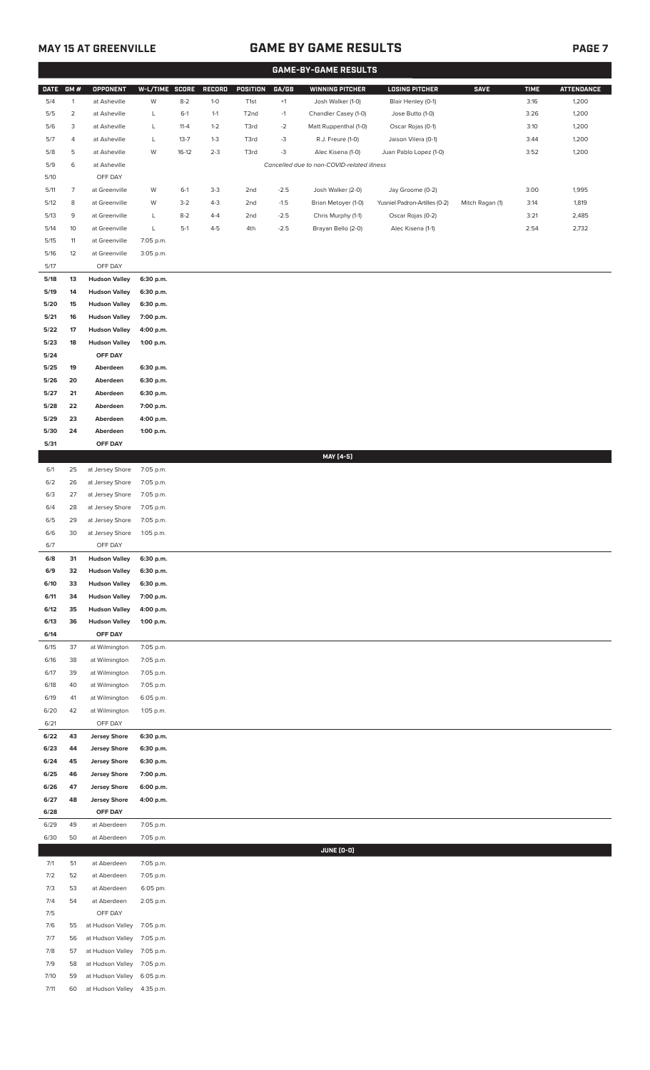## MAY 15 AT GREENVILLE

# GAME BY GAME RESULTS

### GAME-BY-GAME RESULTS

| DATE | GM # | OPPONENT | W-L/TIME | SCORE | RECORD | POSITION | GA/GB | WINNING PITCHER | LOSING PITCHER | SAVE | TIME | ATTENDANCE |
|---|---|---|---|---|---|---|---|---|---|---|---|---|
| 5/4 | 1 | at Asheville | W | 8-2 | 1-0 | T1st | +1 | Josh Walker (1-0) | Blair Henley (0-1) | | 3:16 | 1,200 |
| 5/5 | 2 | at Asheville | L | 6-1 | 1-1 | T2nd | -1 | Chandler Casey (1-0) | Jose Butto (1-0) | | 3:26 | 1,200 |
| 5/6 | 3 | at Asheville | L | 11-4 | 1-2 | T3rd | -2 | Matt Ruppenthal (1-0) | Oscar Rojas (0-1) | | 3:10 | 1,200 |
| 5/7 | 4 | at Asheville | L | 13-7 | 1-3 | T3rd | -3 | R.J. Freure (1-0) | Jaison Vilera (0-1) | | 3:44 | 1,200 |
| 5/8 | 5 | at Asheville | W | 16-12 | 2-3 | T3rd | -3 | Alec Kisena (1-0) | Juan Pablo Lopez (1-0) | | 3:52 | 1,200 |
| 5/9 | 6 | at Asheville | | | | | | *Cancelled due to non-COVID-related illness* | | | | |
| 5/10 | | OFF DAY | | | | | | | | | | |
| 5/11 | 7 | at Greenville | W | 6-1 | 3-3 | 2nd | -2.5 | Josh Walker (2-0) | Jay Groome (0-2) | | 3:00 | 1,995 |
| 5/12 | 8 | at Greenville | W | 3-2 | 4-3 | 2nd | -1.5 | Brian Metoyer (1-0) | Yusniel Padron-Artilles (0-2) | Mitch Ragan (1) | 3:14 | 1,819 |
| 5/13 | 9 | at Greenville | L | 8-2 | 4-4 | 2nd | -2.5 | Chris Murphy (1-1) | Oscar Rojas (0-2) | | 3:21 | 2,485 |
| 5/14 | 10 | at Greenville | L | 5-1 | 4-5 | 4th | -2.5 | Brayan Bello (2-0) | Alec Kisena (1-1) | | 2:54 | 2,732 |
| 5/15 | 11 | at Greenville | 7:05 p.m. | | | | | | | | | |
| 5/16 | 12 | at Greenville | 3:05 p.m. | | | | | | | | | |
| 5/17 | | OFF DAY | | | | | | | | | | |
| **5/18** | **13** | **Hudson Valley** | **6:30 p.m.** | | | | | | | | | |
| **5/19** | **14** | **Hudson Valley** | **6:30 p.m.** | | | | | | | | | |
| **5/20** | **15** | **Hudson Valley** | **6:30 p.m.** | | | | | | | | | |
| **5/21** | **16** | **Hudson Valley** | **7:00 p.m.** | | | | | | | | | |
| **5/22** | **17** | **Hudson Valley** | **4:00 p.m.** | | | | | | | | | |
| **5/23** | **18** | **Hudson Valley** | **1:00 p.m.** | | | | | | | | | |
| **5/24** | | **OFF DAY** | | | | | | | | | | |
| **5/25** | **19** | **Aberdeen** | **6:30 p.m.** | | | | | | | | | |
| **5/26** | **20** | **Aberdeen** | **6:30 p.m.** | | | | | | | | | |
| **5/27** | **21** | **Aberdeen** | **6:30 p.m.** | | | | | | | | | |
| **5/28** | **22** | **Aberdeen** | **7:00 p.m.** | | | | | | | | | |
| **5/29** | **23** | **Aberdeen** | **4:00 p.m.** | | | | | | | | | |
| **5/30** | **24** | **Aberdeen** | **1:00 p.m.** | | | | | | | | | |
| **5/31** | | **OFF DAY** | | | | | | | | | | |
| | | | | | | | | **MAY [4-5]** | | | | |
| 6/1 | 25 | at Jersey Shore | 7:05 p.m. | | | | | | | | | |
| 6/2 | 26 | at Jersey Shore | 7:05 p.m. | | | | | | | | | |
| 6/3 | 27 | at Jersey Shore | 7:05 p.m. | | | | | | | | | |
| 6/4 | 28 | at Jersey Shore | 7:05 p.m. | | | | | | | | | |
| 6/5 | 29 | at Jersey Shore | 7:05 p.m. | | | | | | | | | |
| 6/6 | 30 | at Jersey Shore | 1:05 p.m. | | | | | | | | | |
| 6/7 | | OFF DAY | | | | | | | | | | |
| **6/8** | **31** | **Hudson Valley** | **6:30 p.m.** | | | | | | | | | |
| **6/9** | **32** | **Hudson Valley** | **6:30 p.m.** | | | | | | | | | |
| **6/10** | **33** | **Hudson Valley** | **6:30 p.m.** | | | | | | | | | |
| **6/11** | **34** | **Hudson Valley** | **7:00 p.m.** | | | | | | | | | |
| **6/12** | **35** | **Hudson Valley** | **4:00 p.m.** | | | | | | | | | |
| **6/13** | **36** | **Hudson Valley** | **1:00 p.m.** | | | | | | | | | |
| **6/14** | | **OFF DAY** | | | | | | | | | | |
| 6/15 | 37 | at Wilmington | 7:05 p.m. | | | | | | | | | |
| 6/16 | 38 | at Wilmington | 7:05 p.m. | | | | | | | | | |
| 6/17 | 39 | at Wilmington | 7:05 p.m. | | | | | | | | | |
| 6/18 | 40 | at Wilmington | 7:05 p.m. | | | | | | | | | |
| 6/19 | 41 | at Wilmington | 6:05 p.m. | | | | | | | | | |
| 6/20 | 42 | at Wilmington | 1:05 p.m. | | | | | | | | | |
| 6/21 | | OFF DAY | | | | | | | | | | |
| **6/22** | **43** | **Jersey Shore** | **6:30 p.m.** | | | | | | | | | |
| **6/23** | **44** | **Jersey Shore** | **6:30 p.m.** | | | | | | | | | |
| **6/24** | **45** | **Jersey Shore** | **6:30 p.m.** | | | | | | | | | |
| **6/25** | **46** | **Jersey Shore** | **7:00 p.m.** | | | | | | | | | |
| **6/26** | **47** | **Jersey Shore** | **6:00 p.m.** | | | | | | | | | |
| **6/27** | **48** | **Jersey Shore** | **4:00 p.m.** | | | | | | | | | |
| **6/28** | | **OFF DAY** | | | | | | | | | | |
| 6/29 | 49 | at Aberdeen | 7:05 p.m. | | | | | | | | | |
| 6/30 | 50 | at Aberdeen | 7:05 p.m. | | | | | | | | | |
| | | | | | | | | **JUNE [0-0]** | | | | |
| 7/1 | 51 | at Aberdeen | 7:05 p.m. | | | | | | | | | |
| 7/2 | 52 | at Aberdeen | 7:05 p.m. | | | | | | | | | |
| 7/3 | 53 | at Aberdeen | 6:05 pm. | | | | | | | | | |
| 7/4 | 54 | at Aberdeen | 2:05 p.m. | | | | | | | | | |
| 7/5 | | OFF DAY | | | | | | | | | | |
| 7/6 | 55 | at Hudson Valley | 7:05 p.m. | | | | | | | | | |
| 7/7 | 56 | at Hudson Valley | 7:05 p.m. | | | | | | | | | |
| 7/8 | 57 | at Hudson Valley | 7:05 p.m. | | | | | | | | | |
| 7/9 | 58 | at Hudson Valley | 7:05 p.m. | | | | | | | | | |
| 7/10 | 59 | at Hudson Valley | 6:05 p.m. | | | | | | | | | |
| 7/11 | 60 | at Hudson Valley | 4:35 p.m. | | | | | | | | | |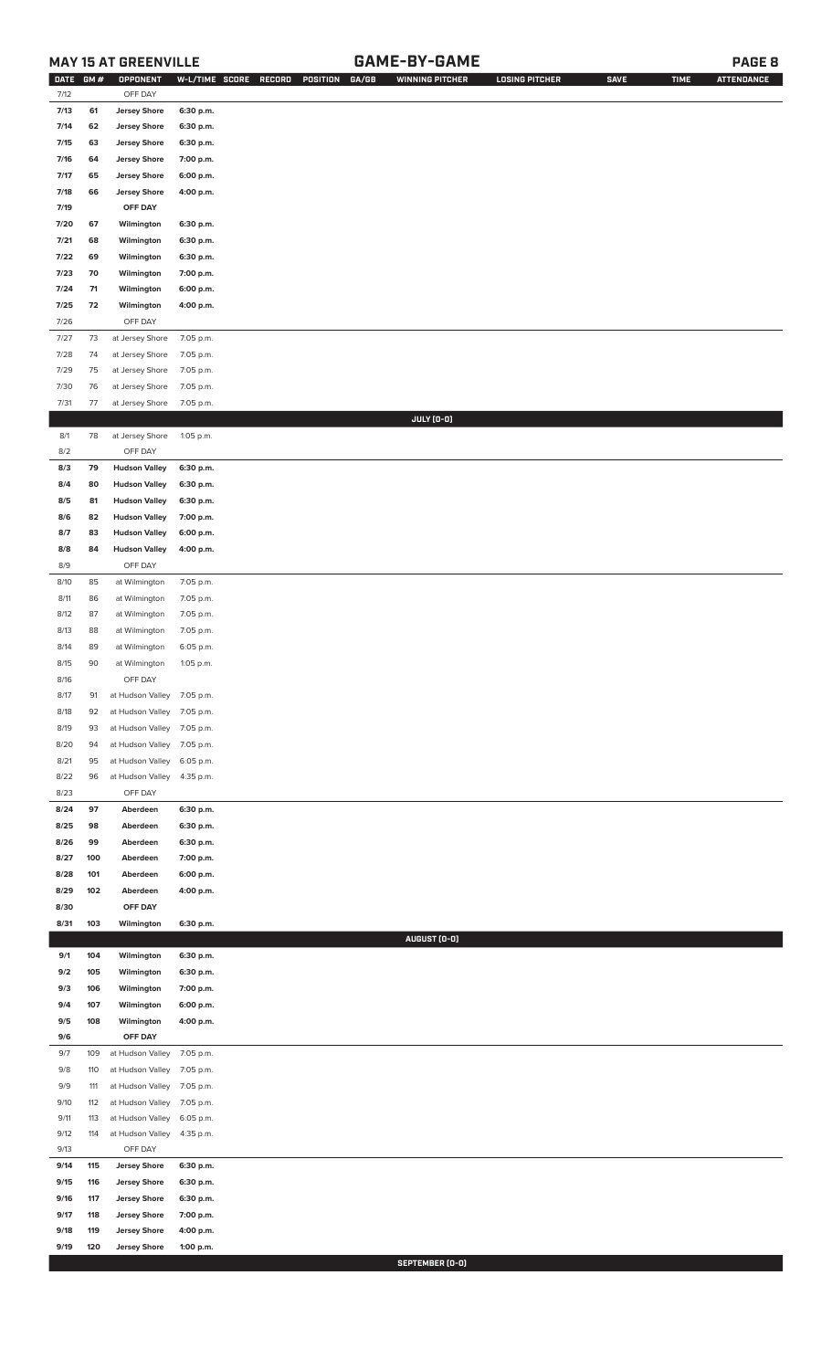## MAY 15 AT GREENVILLE

## GAME-BY-GAME

| DATE | GM # | OPPONENT | W-L/TIME | SCORE | RECORD | POSITION | GA/GB | WINNING PITCHER | LOSING PITCHER | SAVE | TIME | ATTENDANCE |
|---|---|---|---|---|---|---|---|---|---|---|---|---|
| 7/12 | | OFF DAY | | | | | | | | | | |
| 7/13 | 61 | Jersey Shore | 6:30 p.m. | | | | | | | | | |
| 7/14 | 62 | Jersey Shore | 6:30 p.m. | | | | | | | | | |
| 7/15 | 63 | Jersey Shore | 6:30 p.m. | | | | | | | | | |
| 7/16 | 64 | Jersey Shore | 7:00 p.m. | | | | | | | | | |
| 7/17 | 65 | Jersey Shore | 6:00 p.m. | | | | | | | | | |
| 7/18 | 66 | Jersey Shore | 4:00 p.m. | | | | | | | | | |
| 7/19 | | OFF DAY | | | | | | | | | | |
| 7/20 | 67 | Wilmington | 6:30 p.m. | | | | | | | | | |
| 7/21 | 68 | Wilmington | 6:30 p.m. | | | | | | | | | |
| 7/22 | 69 | Wilmington | 6:30 p.m. | | | | | | | | | |
| 7/23 | 70 | Wilmington | 7:00 p.m. | | | | | | | | | |
| 7/24 | 71 | Wilmington | 6:00 p.m. | | | | | | | | | |
| 7/25 | 72 | Wilmington | 4:00 p.m. | | | | | | | | | |
| 7/26 | | OFF DAY | | | | | | | | | | |
| 7/27 | 73 | at Jersey Shore | 7:05 p.m. | | | | | | | | | |
| 7/28 | 74 | at Jersey Shore | 7:05 p.m. | | | | | | | | | |
| 7/29 | 75 | at Jersey Shore | 7:05 p.m. | | | | | | | | | |
| 7/30 | 76 | at Jersey Shore | 7:05 p.m. | | | | | | | | | |
| 7/31 | 77 | at Jersey Shore | 7:05 p.m. | | | | | | | | | |
| | | | | | | | | JULY (0-0) | | | | |
| 8/1 | 78 | at Jersey Shore | 1:05 p.m. | | | | | | | | | |
| 8/2 | | OFF DAY | | | | | | | | | | |
| 8/3 | 79 | Hudson Valley | 6:30 p.m. | | | | | | | | | |
| 8/4 | 80 | Hudson Valley | 6:30 p.m. | | | | | | | | | |
| 8/5 | 81 | Hudson Valley | 6:30 p.m. | | | | | | | | | |
| 8/6 | 82 | Hudson Valley | 7:00 p.m. | | | | | | | | | |
| 8/7 | 83 | Hudson Valley | 6:00 p.m. | | | | | | | | | |
| 8/8 | 84 | Hudson Valley | 4:00 p.m. | | | | | | | | | |
| 8/9 | | OFF DAY | | | | | | | | | | |
| 8/10 | 85 | at Wilmington | 7:05 p.m. | | | | | | | | | |
| 8/11 | 86 | at Wilmington | 7:05 p.m. | | | | | | | | | |
| 8/12 | 87 | at Wilmington | 7:05 p.m. | | | | | | | | | |
| 8/13 | 88 | at Wilmington | 7:05 p.m. | | | | | | | | | |
| 8/14 | 89 | at Wilmington | 6:05 p.m. | | | | | | | | | |
| 8/15 | 90 | at Wilmington | 1:05 p.m. | | | | | | | | | |
| 8/16 | | OFF DAY | | | | | | | | | | |
| 8/17 | 91 | at Hudson Valley | 7:05 p.m. | | | | | | | | | |
| 8/18 | 92 | at Hudson Valley | 7:05 p.m. | | | | | | | | | |
| 8/19 | 93 | at Hudson Valley | 7:05 p.m. | | | | | | | | | |
| 8/20 | 94 | at Hudson Valley | 7:05 p.m. | | | | | | | | | |
| 8/21 | 95 | at Hudson Valley | 6:05 p.m. | | | | | | | | | |
| 8/22 | 96 | at Hudson Valley | 4:35 p.m. | | | | | | | | | |
| 8/23 | | OFF DAY | | | | | | | | | | |
| 8/24 | 97 | Aberdeen | 6:30 p.m. | | | | | | | | | |
| 8/25 | 98 | Aberdeen | 6:30 p.m. | | | | | | | | | |
| 8/26 | 99 | Aberdeen | 6:30 p.m. | | | | | | | | | |
| 8/27 | 100 | Aberdeen | 7:00 p.m. | | | | | | | | | |
| 8/28 | 101 | Aberdeen | 6:00 p.m. | | | | | | | | | |
| 8/29 | 102 | Aberdeen | 4:00 p.m. | | | | | | | | | |
| 8/30 | | OFF DAY | | | | | | | | | | |
| 8/31 | 103 | Wilmington | 6:30 p.m. | | | | | | | | | |
| | | | | | | | | AUGUST (0-0) | | | | |
| 9/1 | 104 | Wilmington | 6:30 p.m. | | | | | | | | | |
| 9/2 | 105 | Wilmington | 6:30 p.m. | | | | | | | | | |
| 9/3 | 106 | Wilmington | 7:00 p.m. | | | | | | | | | |
| 9/4 | 107 | Wilmington | 6:00 p.m. | | | | | | | | | |
| 9/5 | 108 | Wilmington | 4:00 p.m. | | | | | | | | | |
| 9/6 | | OFF DAY | | | | | | | | | | |
| 9/7 | 109 | at Hudson Valley | 7:05 p.m. | | | | | | | | | |
| 9/8 | 110 | at Hudson Valley | 7:05 p.m. | | | | | | | | | |
| 9/9 | 111 | at Hudson Valley | 7:05 p.m. | | | | | | | | | |
| 9/10 | 112 | at Hudson Valley | 7:05 p.m. | | | | | | | | | |
| 9/11 | 113 | at Hudson Valley | 6:05 p.m. | | | | | | | | | |
| 9/12 | 114 | at Hudson Valley | 4:35 p.m. | | | | | | | | | |
| 9/13 | | OFF DAY | | | | | | | | | | |
| 9/14 | 115 | Jersey Shore | 6:30 p.m. | | | | | | | | | |
| 9/15 | 116 | Jersey Shore | 6:30 p.m. | | | | | | | | | |
| 9/16 | 117 | Jersey Shore | 6:30 p.m. | | | | | | | | | |
| 9/17 | 118 | Jersey Shore | 7:00 p.m. | | | | | | | | | |
| 9/18 | 119 | Jersey Shore | 4:00 p.m. | | | | | | | | | |
| 9/19 | 120 | Jersey Shore | 1:00 p.m. | | | | | | | | | |
| | | | | | | | | SEPTEMBER (0-0) | | | | |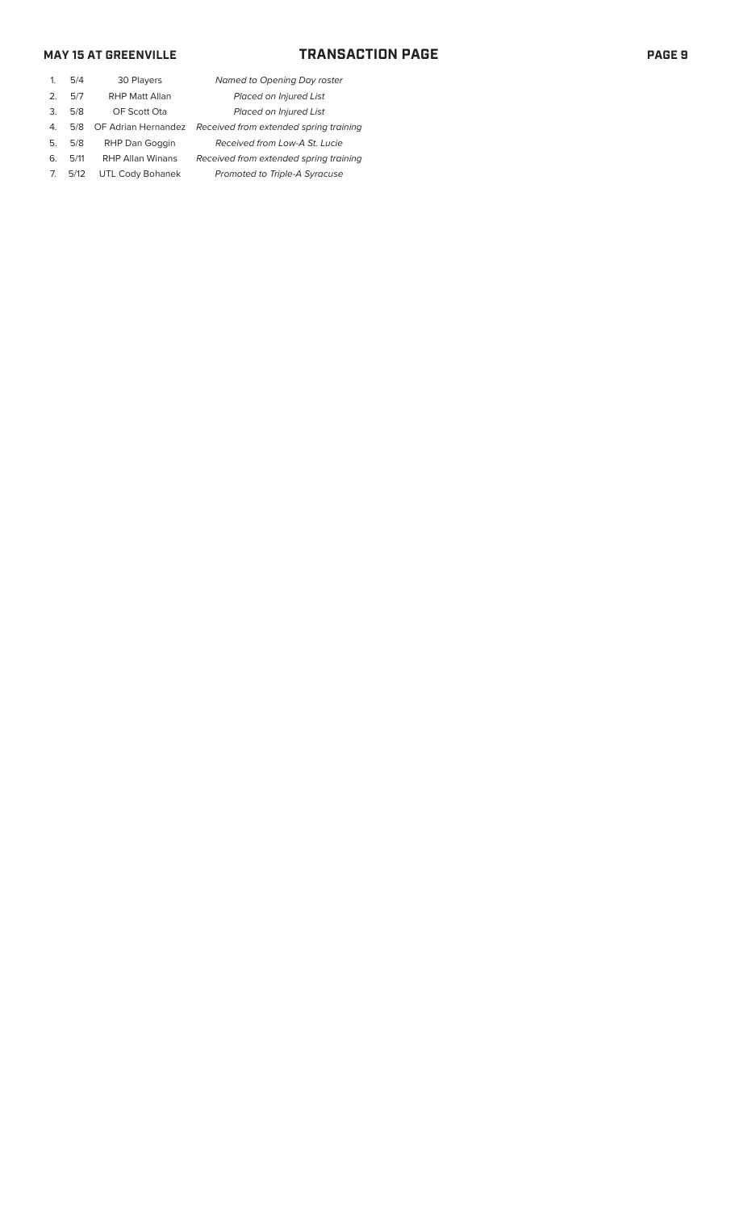## TRANSACTION PAGE

| | | | |
|---|---|---|---|
| 1. | 5/4 | 30 Players | *Named to Opening Day roster* |
| 2. | 5/7 | RHP Matt Allan | *Placed on Injured List* |
| 3. | 5/8 | OF Scott Ota | *Placed on Injured List* |
| 4. | 5/8 | OF Adrian Hernandez | *Received from extended spring training* |
| 5. | 5/8 | RHP Dan Goggin | *Received from Low-A St. Lucie* |
| 6. | 5/11 | RHP Allan Winans | *Received from extended spring training* |
| 7. | 5/12 | UTL Cody Bohanek | *Promoted to Triple-A Syracuse* |